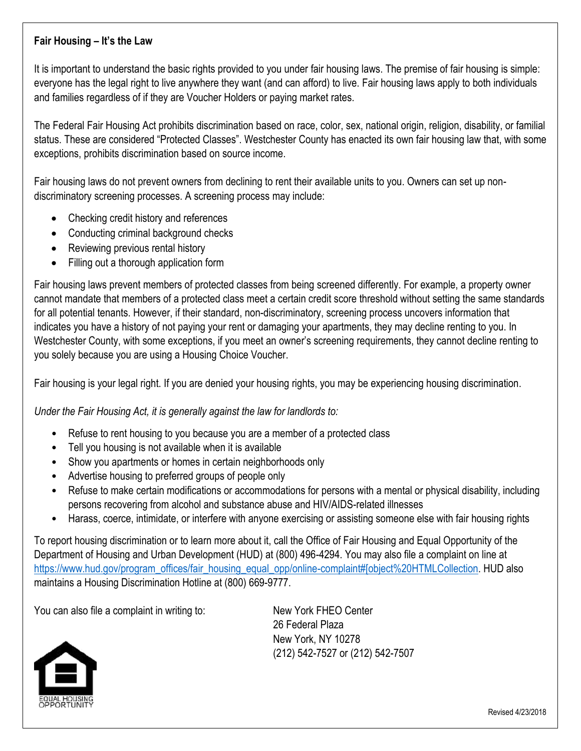**Fair Housing – It's the Law**

It is important to understand the basic rights provided to you under fair housing laws. The premise of fair housing is simple: everyone has the legal right to live anywhere they want (and can afford) to live. Fair housing laws apply to both individuals and families regardless of if they are Voucher Holders or paying market rates.

The Federal Fair Housing Act prohibits discrimination based on race, color, sex, national origin, religion, disability, or familial status. These are considered "Protected Classes". Westchester County has enacted its own fair housing law that, with some exceptions, prohibits discrimination based on source income.

Fair housing laws do not prevent owners from declining to rent their available units to you. Owners can set up non-discriminatory screening processes. A screening process may include:

- Checking credit history and references
- Conducting criminal background checks
- Reviewing previous rental history
- Filling out a thorough application form

Fair housing laws prevent members of protected classes from being screened differently. For example, a property owner cannot mandate that members of a protected class meet a certain credit score threshold without setting the same standards for all potential tenants. However, if their standard, non-discriminatory, screening process uncovers information that indicates you have a history of not paying your rent or damaging your apartments, they may decline renting to you. In Westchester County, with some exceptions, if you meet an owner's screening requirements, they cannot decline renting to you solely because you are using a Housing Choice Voucher.

Fair housing is your legal right. If you are denied your housing rights, you may be experiencing housing discrimination.

*Under the Fair Housing Act, it is generally against the law for landlords to:*

- Refuse to rent housing to you because you are a member of a protected class
- Tell you housing is not available when it is available
- Show you apartments or homes in certain neighborhoods only
- Advertise housing to preferred groups of people only
- Refuse to make certain modifications or accommodations for persons with a mental or physical disability, including persons recovering from alcohol and substance abuse and HIV/AIDS-related illnesses
- Harass, coerce, intimidate, or interfere with anyone exercising or assisting someone else with fair housing rights

To report housing discrimination or to learn more about it, call the Office of Fair Housing and Equal Opportunity of the Department of Housing and Urban Development (HUD) at (800) 496-4294. You may also file a complaint on line at https://www.hud.gov/program_offices/fair_housing_equal_opp/online-complaint#[object%20HTMLCollection. HUD also maintains a Housing Discrimination Hotline at (800) 669-9777.

You can also file a complaint in writing to:

New York FHEO Center
26 Federal Plaza
New York, NY 10278
(212) 542-7527 or (212) 542-7507

EQUAL HOUSING OPPORTUNITY

Revised 4/23/2018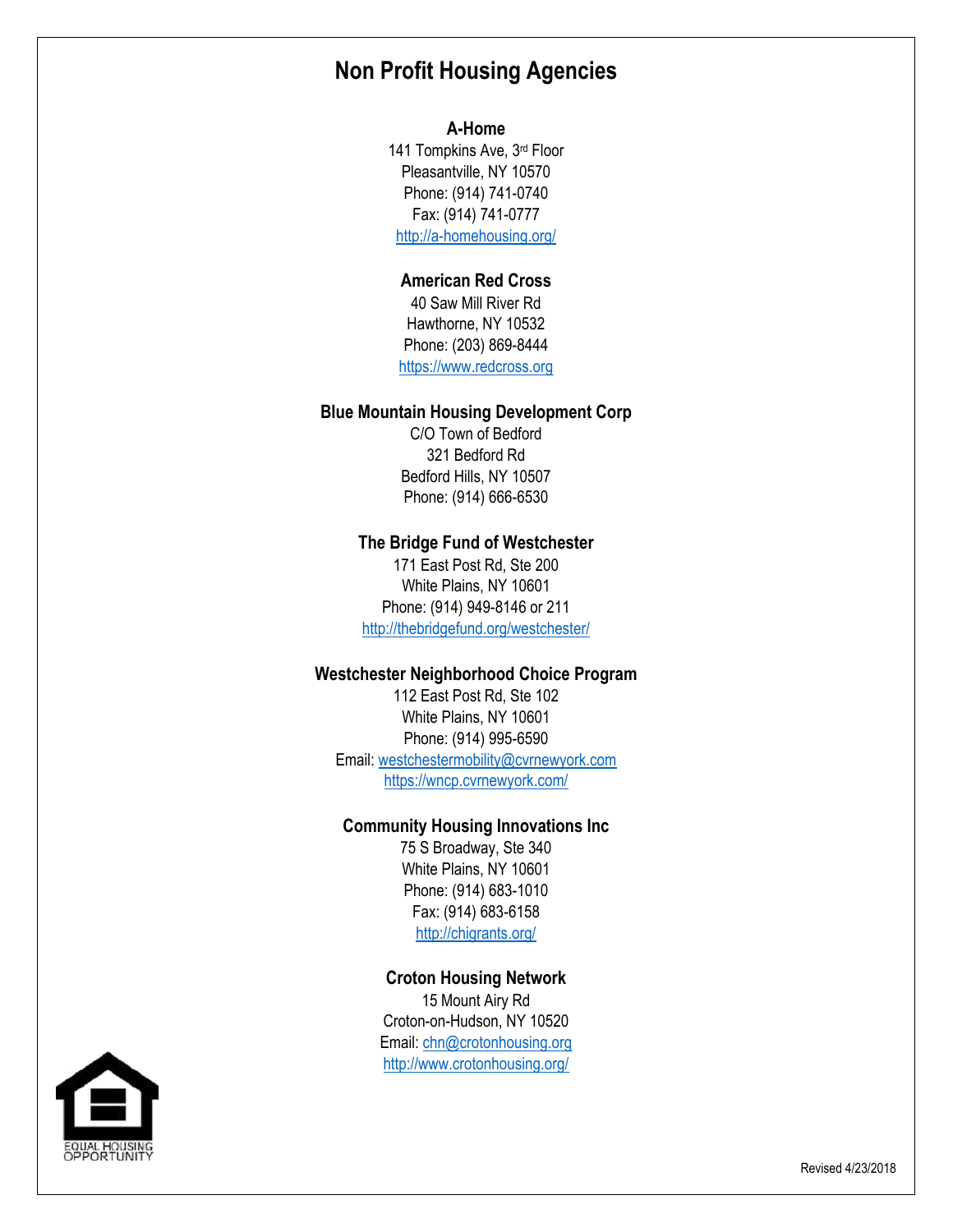# Non Profit Housing Agencies

**A-Home**
141 Tompkins Ave, 3rd Floor
Pleasantville, NY 10570
Phone: (914) 741-0740
Fax: (914) 741-0777
http://a-homehousing.org/

**American Red Cross**
40 Saw Mill River Rd
Hawthorne, NY 10532
Phone: (203) 869-8444
https://www.redcross.org

**Blue Mountain Housing Development Corp**
C/O Town of Bedford
321 Bedford Rd
Bedford Hills, NY 10507
Phone: (914) 666-6530

**The Bridge Fund of Westchester**
171 East Post Rd, Ste 200
White Plains, NY 10601
Phone: (914) 949-8146 or 211
http://thebridgefund.org/westchester/

**Westchester Neighborhood Choice Program**
112 East Post Rd, Ste 102
White Plains, NY 10601
Phone: (914) 995-6590
Email: westchestermobility@cvrnewyork.com
https://wncp.cvrnewyork.com/

**Community Housing Innovations Inc**
75 S Broadway, Ste 340
White Plains, NY 10601
Phone: (914) 683-1010
Fax: (914) 683-6158
http://chigrants.org/

**Croton Housing Network**
15 Mount Airy Rd
Croton-on-Hudson, NY 10520
Email: chn@crotonhousing.org
http://www.crotonhousing.org/

EQUAL HOUSING OPPORTUNITY

Revised 4/23/2018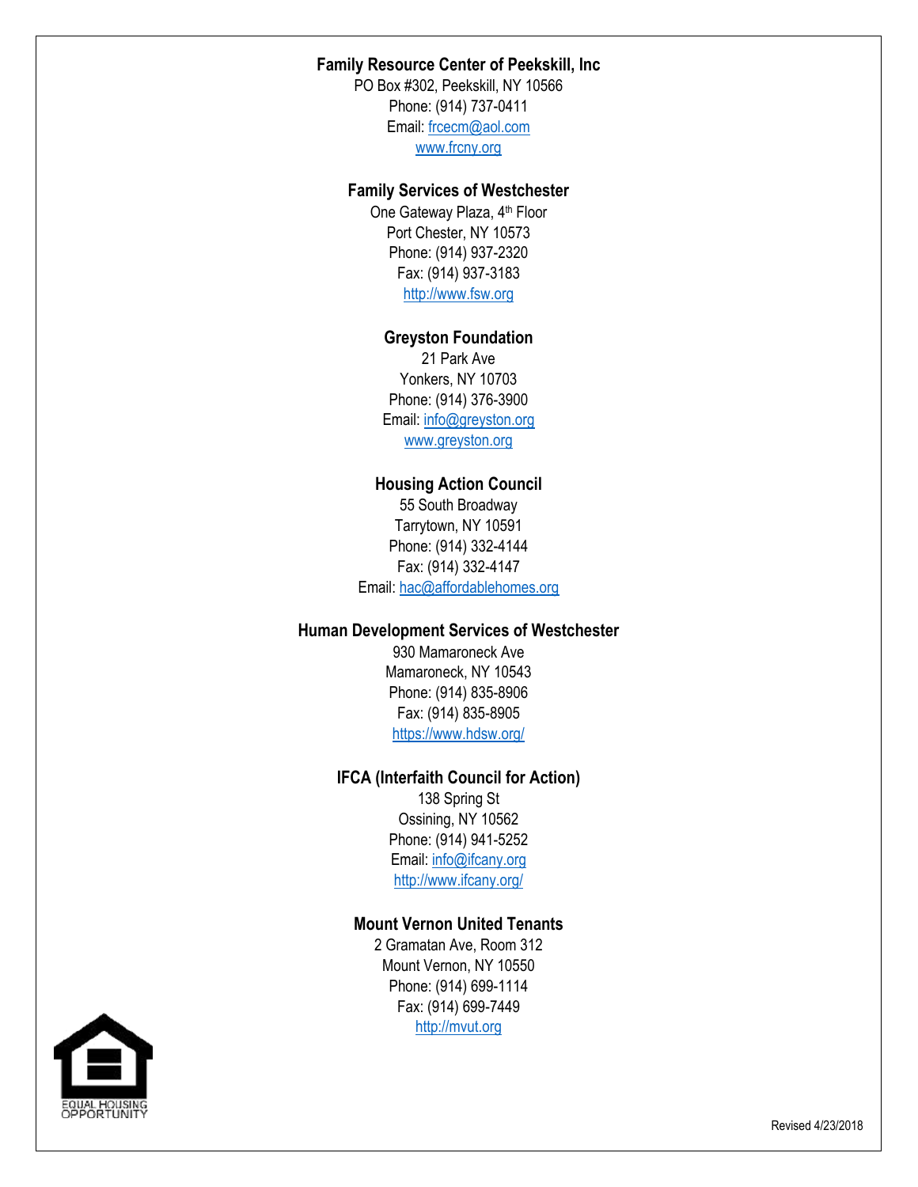**Family Resource Center of Peekskill, Inc**
PO Box #302, Peekskill, NY 10566
Phone: (914) 737-0411
Email: frcecm@aol.com
www.frcny.org

**Family Services of Westchester**
One Gateway Plaza, 4th Floor
Port Chester, NY 10573
Phone: (914) 937-2320
Fax: (914) 937-3183
http://www.fsw.org

**Greyston Foundation**
21 Park Ave
Yonkers, NY 10703
Phone: (914) 376-3900
Email: info@greyston.org
www.greyston.org

**Housing Action Council**
55 South Broadway
Tarrytown, NY 10591
Phone: (914) 332-4144
Fax: (914) 332-4147
Email: hac@affordablehomes.org

**Human Development Services of Westchester**
930 Mamaroneck Ave
Mamaroneck, NY 10543
Phone: (914) 835-8906
Fax: (914) 835-8905
https://www.hdsw.org/

**IFCA (Interfaith Council for Action)**
138 Spring St
Ossining, NY 10562
Phone: (914) 941-5252
Email: info@ifcany.org
http://www.ifcany.org/

**Mount Vernon United Tenants**
2 Gramatan Ave, Room 312
Mount Vernon, NY 10550
Phone: (914) 699-1114
Fax: (914) 699-7449
http://mvut.org

EQUAL HOUSING OPPORTUNITY

Revised 4/23/2018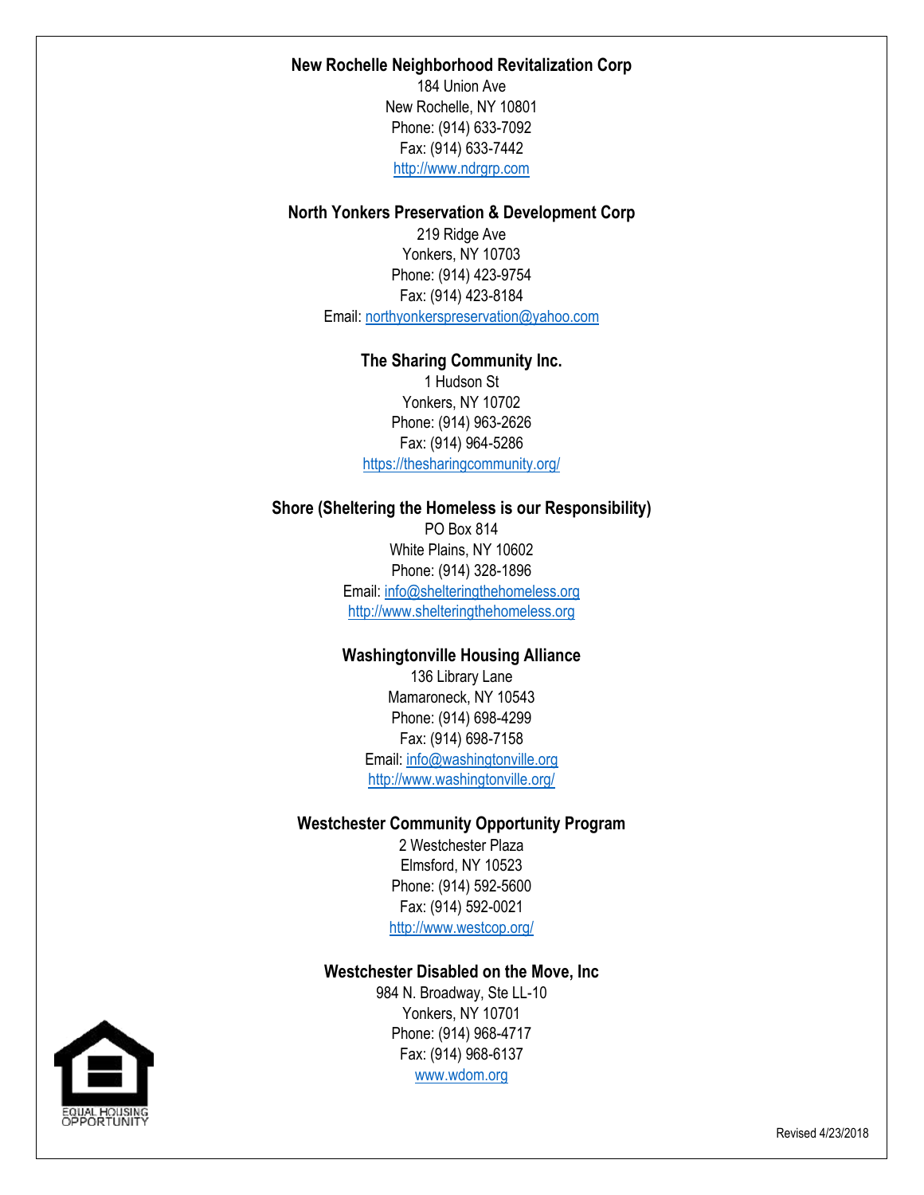**New Rochelle Neighborhood Revitalization Corp**
184 Union Ave
New Rochelle, NY 10801
Phone: (914) 633-7092
Fax: (914) 633-7442
http://www.ndrgrp.com

**North Yonkers Preservation & Development Corp**
219 Ridge Ave
Yonkers, NY 10703
Phone: (914) 423-9754
Fax: (914) 423-8184
Email: northyonkerspreservation@yahoo.com

**The Sharing Community Inc.**
1 Hudson St
Yonkers, NY 10702
Phone: (914) 963-2626
Fax: (914) 964-5286
https://thesharingcommunity.org/

**Shore (Sheltering the Homeless is our Responsibility)**
PO Box 814
White Plains, NY 10602
Phone: (914) 328-1896
Email: info@shelteringthehomeless.org
http://www.shelteringthehomeless.org

**Washingtonville Housing Alliance**
136 Library Lane
Mamaroneck, NY 10543
Phone: (914) 698-4299
Fax: (914) 698-7158
Email: info@washingtonville.org
http://www.washingtonville.org/

**Westchester Community Opportunity Program**
2 Westchester Plaza
Elmsford, NY 10523
Phone: (914) 592-5600
Fax: (914) 592-0021
http://www.westcop.org/

**Westchester Disabled on the Move, Inc**
984 N. Broadway, Ste LL-10
Yonkers, NY 10701
Phone: (914) 968-4717
Fax: (914) 968-6137
www.wdom.org

EQUAL HOUSING OPPORTUNITY

Revised 4/23/2018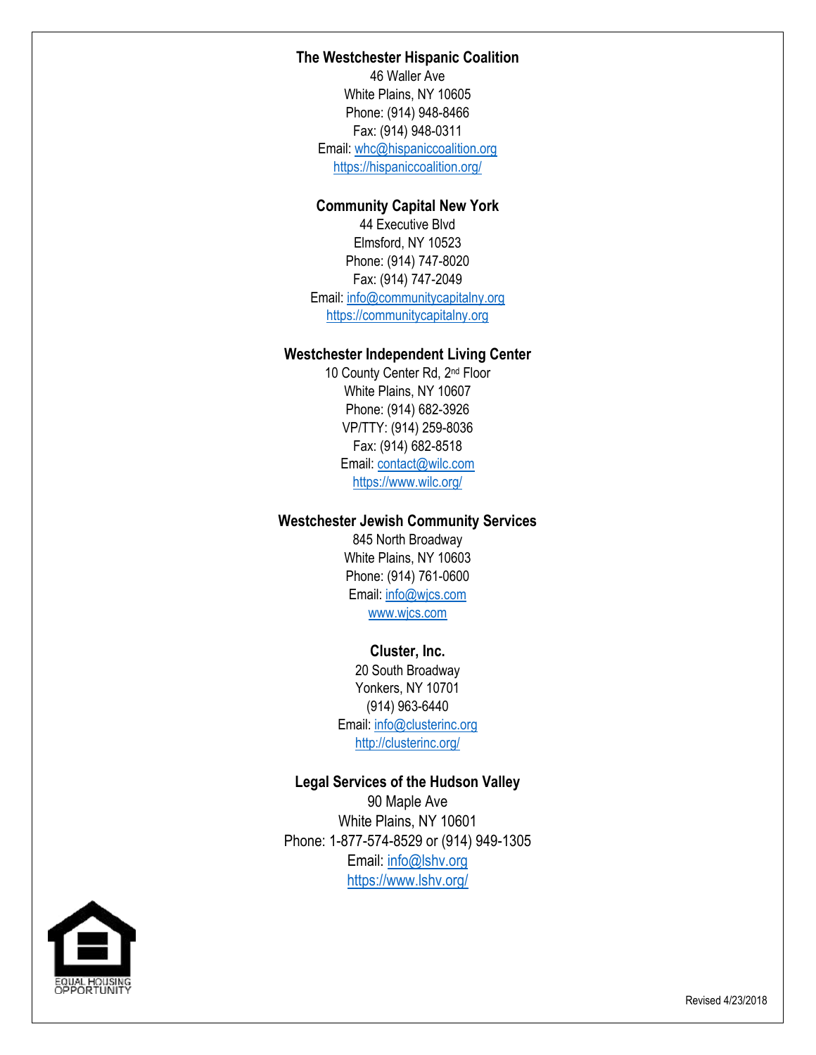**The Westchester Hispanic Coalition**
46 Waller Ave
White Plains, NY 10605
Phone: (914) 948-8466
Fax: (914) 948-0311
Email: whc@hispaniccoalition.org
https://hispaniccoalition.org/

**Community Capital New York**
44 Executive Blvd
Elmsford, NY 10523
Phone: (914) 747-8020
Fax: (914) 747-2049
Email: info@communitycapitalny.org
https://communitycapitalny.org

**Westchester Independent Living Center**
10 County Center Rd, 2nd Floor
White Plains, NY 10607
Phone: (914) 682-3926
VP/TTY: (914) 259-8036
Fax: (914) 682-8518
Email: contact@wilc.com
https://www.wilc.org/

**Westchester Jewish Community Services**
845 North Broadway
White Plains, NY 10603
Phone: (914) 761-0600
Email: info@wjcs.com
www.wjcs.com

**Cluster, Inc.**
20 South Broadway
Yonkers, NY 10701
(914) 963-6440
Email: info@clusterinc.org
http://clusterinc.org/

**Legal Services of the Hudson Valley**
90 Maple Ave
White Plains, NY 10601
Phone: 1-877-574-8529 or (914) 949-1305
Email: info@lshv.org
https://www.lshv.org/

EQUAL HOUSING OPPORTUNITY

Revised 4/23/2018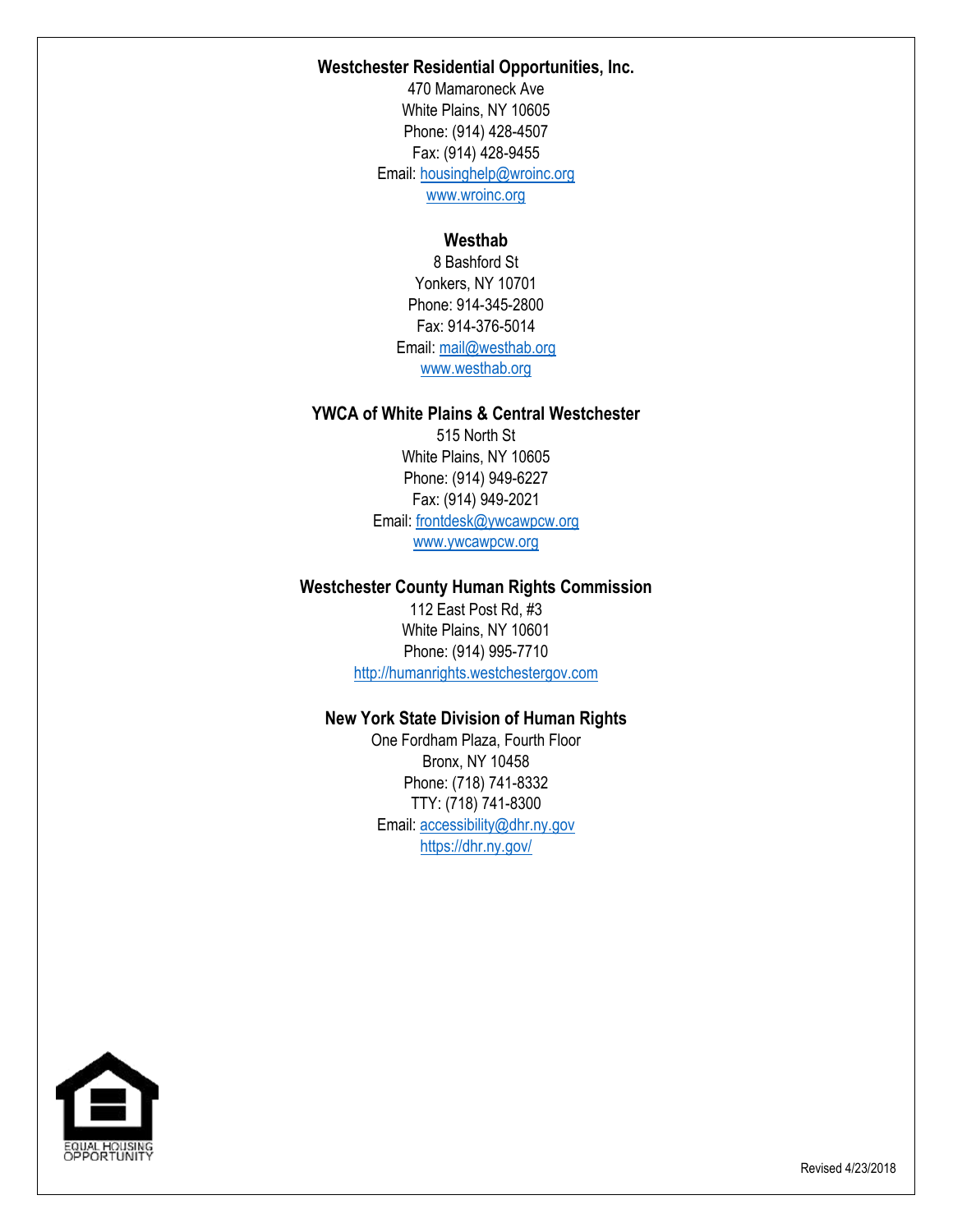**Westchester Residential Opportunities, Inc.**
470 Mamaroneck Ave
White Plains, NY 10605
Phone: (914) 428-4507
Fax: (914) 428-9455
Email: housinghelp@wroinc.org
www.wroinc.org

**Westhab**
8 Bashford St
Yonkers, NY 10701
Phone: 914-345-2800
Fax: 914-376-5014
Email: mail@westhab.org
www.westhab.org

**YWCA of White Plains & Central Westchester**
515 North St
White Plains, NY 10605
Phone: (914) 949-6227
Fax: (914) 949-2021
Email: frontdesk@ywcawpcw.org
www.ywcawpcw.org

**Westchester County Human Rights Commission**
112 East Post Rd, #3
White Plains, NY 10601
Phone: (914) 995-7710
http://humanrights.westchestergov.com

**New York State Division of Human Rights**
One Fordham Plaza, Fourth Floor
Bronx, NY 10458
Phone: (718) 741-8332
TTY: (718) 741-8300
Email: accessibility@dhr.ny.gov
https://dhr.ny.gov/

EQUAL HOUSING OPPORTUNITY

Revised 4/23/2018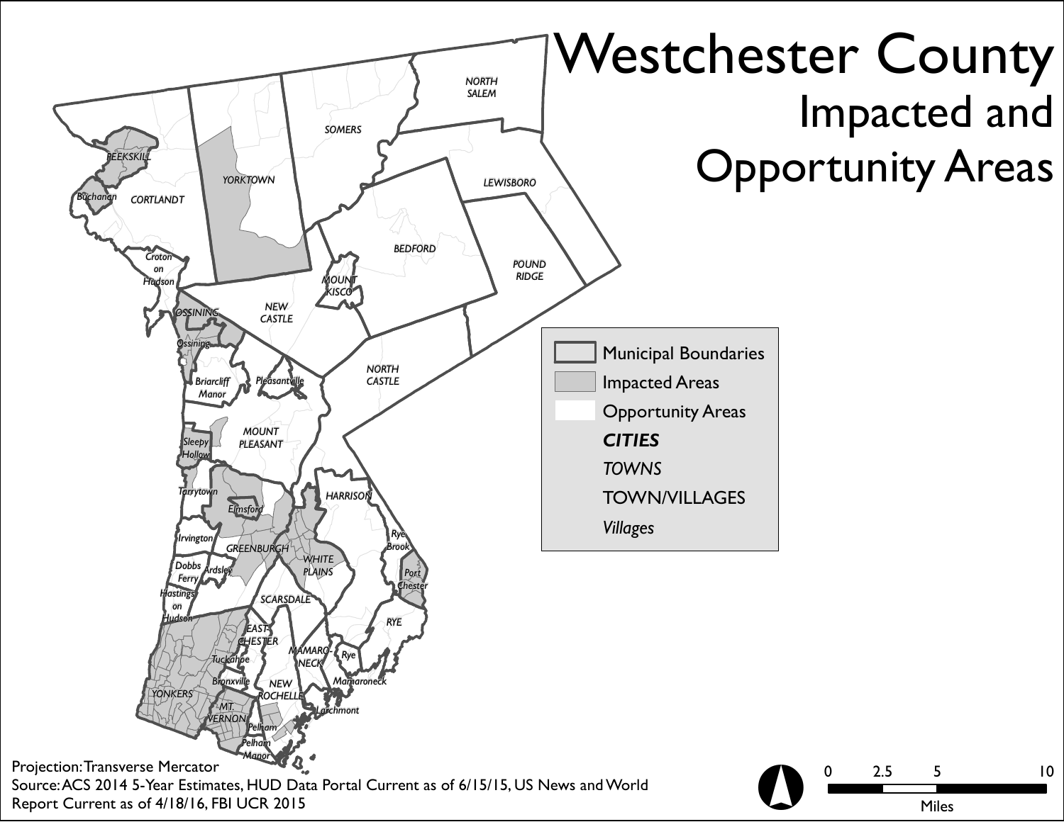# Westchester County

## Impacted and Opportunity Areas

NORTH SALEM
SOMERS
PEEKSKILL
YORKTOWN
LEWISBORO
Buchanan
CORTLANDT
BEDFORD
POUND RIDGE
Croton on Hudson
MOUNT KISCO
NEW CASTLE
OSSINING
Ossining
NORTH CASTLE
Briarcliff Manor
Pleasantville
MOUNT PLEASANT
Sleepy Hollow
Tarrytown
HARRISON
Elmsford
Irvington
GREENBURGH
Rye Brook
WHITE PLAINS
Dobbs Ferry
Ardsley
Port Chester
Hastings on Hudson
SCARSDALE
RYE
EASTCHESTER
MAMARONECK
Rye
Tuckahoe
Bronxville
Mamaroneck
NEW ROCHELLE
YONKERS
MT. VERNON
Larchmont
Pelham
Pelham Manor

Municipal Boundaries
Impacted Areas
Opportunity Areas
***CITIES***
*TOWNS*
TOWN/VILLAGES
*Villages*

0 2.5 5 10
Miles

Projection: Transverse Mercator
Source: ACS 2014 5-Year Estimates, HUD Data Portal Current as of 6/15/15, US News and World Report Current as of 4/18/16, FBI UCR 2015